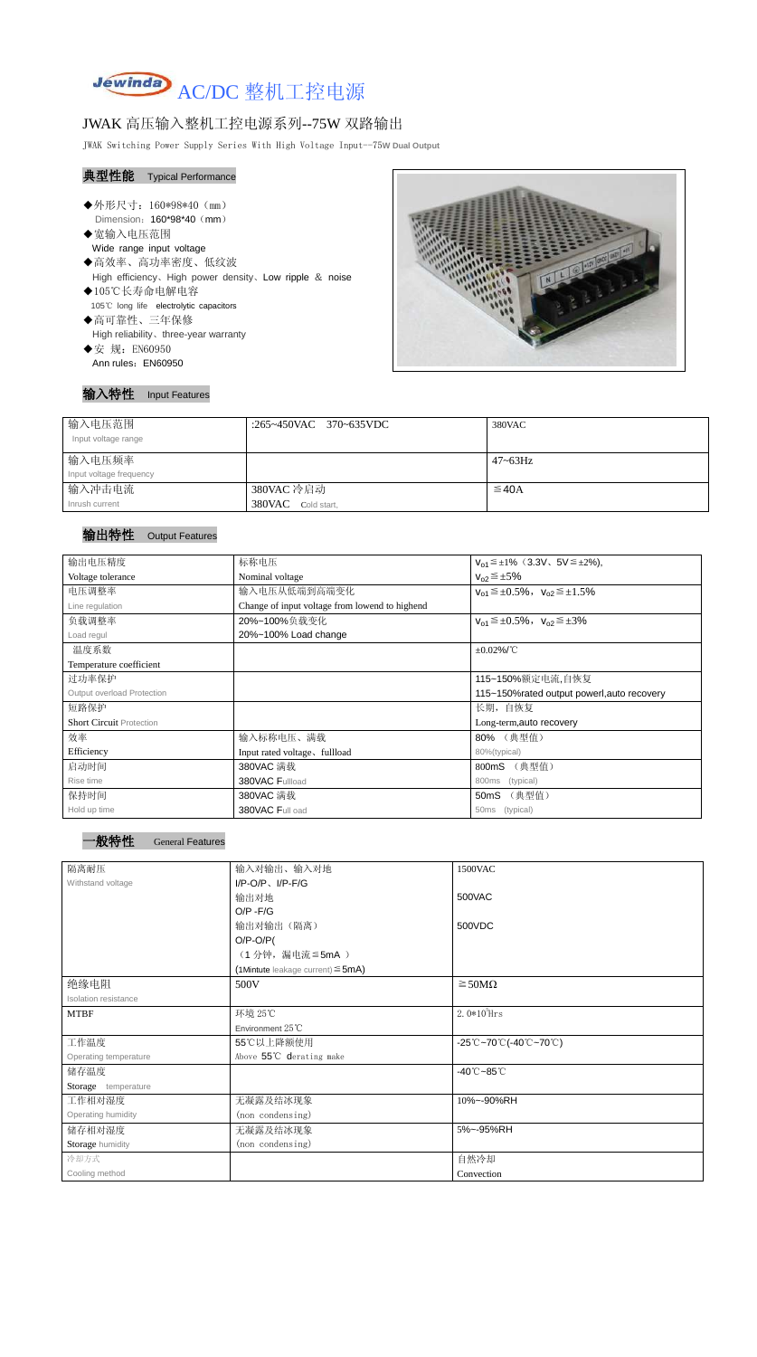# AC/DC 整机工控电源

## JWAK 高压输入整机工控电源系列--75W 双路输出

JWAK Switching Power Supply Series With High Voltage Input—75W Dual Output

### 典型性能 Typical Performance

- ◆外形尺寸：160\*98\*40（mm）
  Dimension：160\*98\*40（mm）
- ◆宽输入电压范围
  Wide range input voltage
- ◆高效率、高功率密度、低纹波
  High efficiency、High power density、Low ripple ＆ noise
- ◆105℃长寿命电解电容
  105℃ long life electrolytic capacitors
- ◆高可靠性、三年保修
  High reliability、three-year warranty
- ◆安 规：EN60950
  Ann rules：EN60950

### 输入特性 Input Features

| 输入电压范围<br>Input voltage range | :265~450VAC 370~635VDC | 380VAC |
|---|---|---|
| 输入电压频率<br>Input voltage frequency | | 47~63Hz |
| 输入冲击电流<br>Inrush current | 380VAC 冷启动<br>380VAC Cold start, | ≦40A |

### 输出特性 Output Features

| 输出电压精度<br>Voltage tolerance | 标称电压<br>Nominal voltage | $V_{o1}$≦±1%（3.3V、5V≦±2%),<br>$V_{o2}$≦±5% |
|---|---|---|
| 电压调整率<br>Line regulation | 输入电压从低端到高端变化<br>Change of input voltage from lowend to highend | $V_{o1}$≦±0.5%，$V_{o2}$≦±1.5% |
| 负载调整率<br>Load regul | 20%~100%负载变化<br>20%~100% Load change | $V_{o1}$≦±0.5%，$V_{o2}$≦±3% |
| 温度系数<br>Temperature coefficient | | ±0.02%/℃ |
| 过功率保护<br>Output overload Protection | | 115~150%额定电流,自恢复<br>115~150%rated output powerl,auto recovery |
| 短路保护<br>Short Circuit Protection | | 长期，自恢复<br>Long-term,auto recovery |
| 效率<br>Efficiency | 输入标称电压、满载<br>Input rated voltage、fullload | 80% （典型值）<br>80%(typical) |
| 启动时间<br>Rise time | 380VAC 满载<br>380VAC Fullload | 800mS （典型值）<br>800ms (typical) |
| 保持时间<br>Hold up time | 380VAC 满载<br>380VAC Full oad | 50mS （典型值）<br>50ms (typical) |

### 一般特性 General Features

| 隔离耐压<br>Withstand voltage | 输入对输出、输入对地<br>I/P-O/P、I/P-F/G | 1500VAC |
|---|---|---|
| | 输出对地<br>O/P -F/G | 500VAC |
| | 输出对输出（隔离）<br>O/P-O/P(<br>（1 分钟，漏电流≦5mA ）<br>(1Mintute leakage current)≦5mA) | 500VDC |
| 绝缘电阻<br>Isolation resistance | 500V | ≧50MΩ |
| MTBF | 环境 25℃<br>Environment 25℃ | $2.0*10^5$Hrs |
| 工作温度<br>Operating temperature | 55℃以上降额使用<br>Above 55℃ derating make | -25℃~70℃(-40℃~70℃) |
| 储存温度<br>Storage temperature | | -40℃~85℃ |
| 工作相对湿度<br>Operating humidity | 无凝露及结冰现象<br>(non condensing) | 10%~-90%RH |
| 储存相对湿度<br>Storage humidity | 无凝露及结冰现象<br>(non condensing) | 5%~-95%RH |
| 冷却方式<br>Cooling method | | 自然冷却<br>Convection |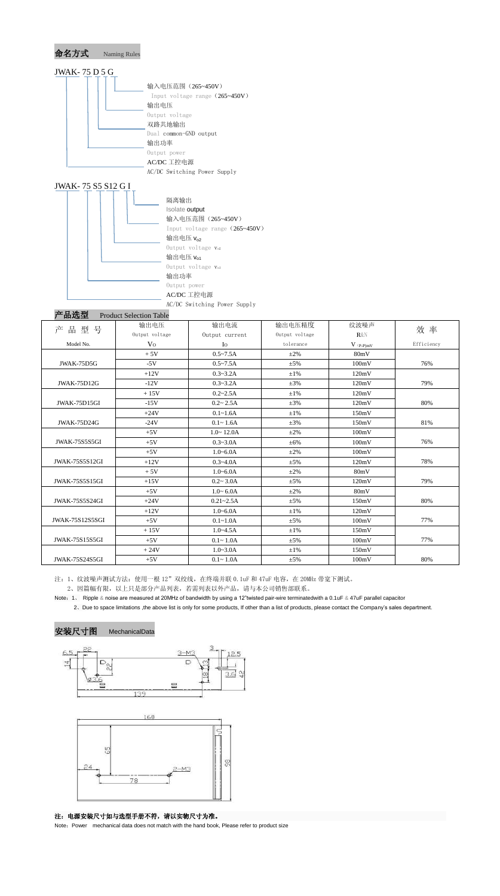## 命名方式 Naming Rules

JWAK- 75 D 5 G

- 输入电压范围（265~450V）
  Input voltage range（265~450V）
- 输出电压
  Output voltage
- 双路共地输出
  Dual common-GND output
- 输出功率
  Output power
- AC/DC 工控电源
  AC/DC Switching Power Supply

JWAK- 75 S5 S12 G I

- 隔离输出
  Isolate output
- 输入电压范围（265~450V）
  Input voltage range（265~450V）
- 输出电压 $V_{o2}$
  Output voltage $V_{o2}$
- 输出电压 $V_{o1}$
  Output voltage $V_{o1}$
- 输出功率
  Output power
- AC/DC 工控电源
  AC/DC Switching Power Supply

## 产品选型 Product Selection Table

| 产 品 型 号<br>Model No. | 输出电压<br>Output voltage<br>Vo | 输出电流<br>Output current<br>Io | 输出电压精度<br>Output voltage<br>tolerance | 纹波噪声<br>R&N<br>V (P-P)mV | 效 率<br>Efficiency |
|---|---|---|---|---|---|
| JWAK-75D5G | + 5V | 0.5~7.5A | ±2% | 80mV | 76% |
| | -5V | 0.5~7.5A | ±5% | 100mV | |
| JWAK-75D12G | +12V | 0.3~3.2A | ±1% | 120mV | 79% |
| | -12V | 0.3~3.2A | ±3% | 120mV | |
| JWAK-75D15GI | + 15V | 0.2~2.5A | ±1% | 120mV | 80% |
| | -15V | 0.2~ 2.5A | ±3% | 120mV | |
| JWAK-75D24G | +24V | 0.1~1.6A | ±1% | 150mV | 81% |
| | -24V | 0.1~ 1.6A | ±3% | 150mV | |
| JWAK-75S5S5GI | +5V | 1.0~ 12.0A | ±2% | 100mV | 76% |
| | +5V | 0.3~3.0A | ±6% | 100mV | |
| JWAK-75S5S12GI | +5V | 1.0~6.0A | ±2% | 100mV | 78% |
| | +12V | 0.3~4.0A | ±5% | 120mV | |
| JWAK-75S5S15GI | + 5V | 1.0~6.0A | ±2% | 80mV | 79% |
| | +15V | 0.2~ 3.0A | ±5% | 120mV | |
| JWAK-75S5S24GI | +5V | 1.0~ 6.0A | ±2% | 80mV | 80% |
| | +24V | 0.21~2.5A | ±5% | 150mV | |
| JWAK-75S12S5SGI | +12V | 1.0~6.0A | ±1% | 120mV | 77% |
| | +5V | 0.1~1.0A | ±5% | 100mV | |
| JWAK-75S15S5GI | + 15V | 1.0~4.5A | ±1% | 150mV | 77% |
| | +5V | 0.1~ 1.0A | ±5% | 100mV | |
| JWAK-75S24S5GI | + 24V | 1.0~3.0A | ±1% | 150mV | 80% |
| | +5V | 0.1~ 1.0A | ±5% | 100mV | |

注：1、纹波噪声测试方法：使用一根 12" 双绞线，在终端并联 0.1uF 和 47uF 电容，在 20MHz 带宽下测试。

2、因篇幅有限，以上只是部分产品列表，若需列表以外产品，请与本公司销售部联系。

Note：1、 Ripple & noise are measured at 20MHz of bandwidth by using a 12"twisted pair-wire terminatedwith a 0.1uF & 47uF parallel capacitor

2、Due to space limitations ,the above list is only for some products, If other than a list of products, please contact the Company's sales department.

## 安装尺寸图 MechanicalData

6.5
22
14
22
ø3.6
139
3-M3
3
12.5
13
18
3.6
42

160
10
65
98
24
2-M3
78

**注：电源安装尺寸如与选型手册不符，请以实物尺寸为准。**

Note：Power mechanical data does not match with the hand book, Please refer to product size